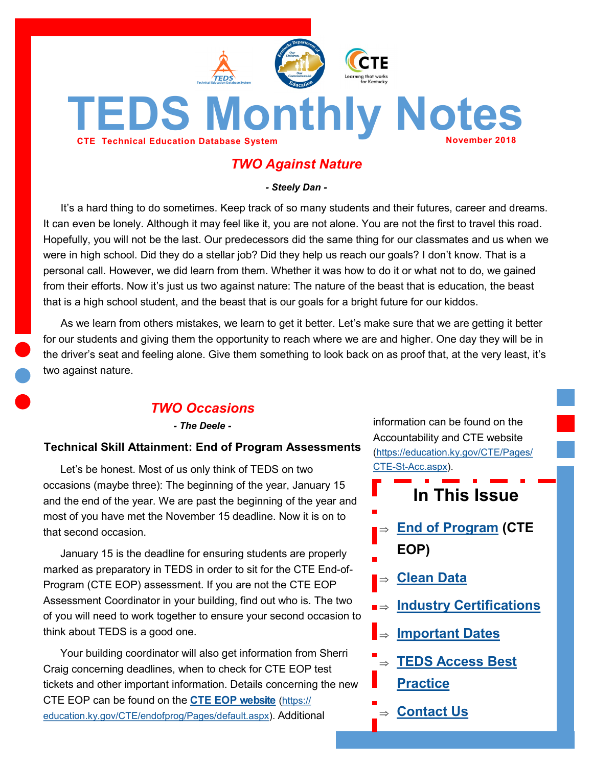# TEDS Monthly Notes

**CTE Technical Education Database System** | **November 2018**

## *TWO Against Nature*

***- Steely Dan -***

It's a hard thing to do sometimes. Keep track of so many students and their futures, career and dreams. It can even be lonely. Although it may feel like it, you are not alone. You are not the first to travel this road. Hopefully, you will not be the last. Our predecessors did the same thing for our classmates and us when we were in high school. Did they do a stellar job? Did they help us reach our goals? I don't know. That is a personal call. However, we did learn from them. Whether it was how to do it or what not to do, we gained from their efforts. Now it's just us two against nature: The nature of the beast that is education, the beast that is a high school student, and the beast that is our goals for a bright future for our kiddos.

As we learn from others mistakes, we learn to get it better. Let's make sure that we are getting it better for our students and giving them the opportunity to reach where we are and higher. One day they will be in the driver's seat and feeling alone. Give them something to look back on as proof that, at the very least, it's two against nature.

## *TWO Occasions*

***- The Deele -***

### Technical Skill Attainment: End of Program Assessments

Let's be honest. Most of us only think of TEDS on two occasions (maybe three): The beginning of the year, January 15 and the end of the year. We are past the beginning of the year and most of you have met the November 15 deadline. Now it is on to that second occasion.

January 15 is the deadline for ensuring students are properly marked as preparatory in TEDS in order to sit for the CTE End-of-Program (CTE EOP) assessment. If you are not the CTE EOP Assessment Coordinator in your building, find out who is. The two of you will need to work together to ensure your second occasion to think about TEDS is a good one.

Your building coordinator will also get information from Sherri Craig concerning deadlines, when to check for CTE EOP test tickets and other important information. Details concerning the new CTE EOP can be found on the **CTE EOP website** (https://education.ky.gov/CTE/endofprog/Pages/default.aspx). Additional information can be found on the Accountability and CTE website (https://education.ky.gov/CTE/Pages/CTE-St-Acc.aspx).

## In This Issue

- **End of Program (CTE EOP)**
- **Clean Data**
- **Industry Certifications**
- **Important Dates**
- **TEDS Access Best Practice**
- **Contact Us**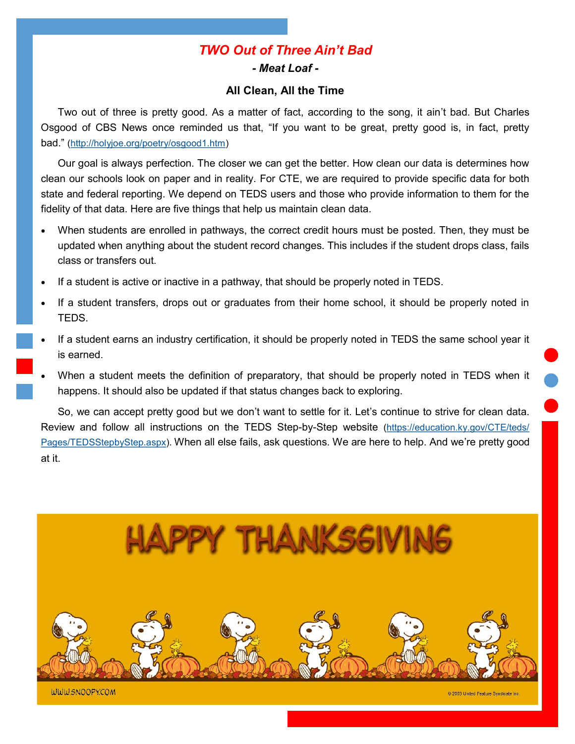## *TWO Out of Three Ain't Bad*

***- Meat Loaf -***

### All Clean, All the Time

Two out of three is pretty good. As a matter of fact, according to the song, it ain't bad. But Charles Osgood of CBS News once reminded us that, "If you want to be great, pretty good is, in fact, pretty bad." (http://holyjoe.org/poetry/osgood1.htm)

Our goal is always perfection. The closer we can get the better. How clean our data is determines how clean our schools look on paper and in reality. For CTE, we are required to provide specific data for both state and federal reporting. We depend on TEDS users and those who provide information to them for the fidelity of that data. Here are five things that help us maintain clean data.

- When students are enrolled in pathways, the correct credit hours must be posted. Then, they must be updated when anything about the student record changes. This includes if the student drops class, fails class or transfers out.
- If a student is active or inactive in a pathway, that should be properly noted in TEDS.
- If a student transfers, drops out or graduates from their home school, it should be properly noted in TEDS.
- If a student earns an industry certification, it should be properly noted in TEDS the same school year it is earned.
- When a student meets the definition of preparatory, that should be properly noted in TEDS when it happens. It should also be updated if that status changes back to exploring.

So, we can accept pretty good but we don't want to settle for it. Let's continue to strive for clean data. Review and follow all instructions on the TEDS Step-by-Step website (https://education.ky.gov/CTE/teds/Pages/TEDSStepbyStep.aspx). When all else fails, ask questions. We are here to help. And we're pretty good at it.

HAPPY THANKSGIVING

WWW.SNOOPY.COM

© 2003 United Feature Syndicate Inc.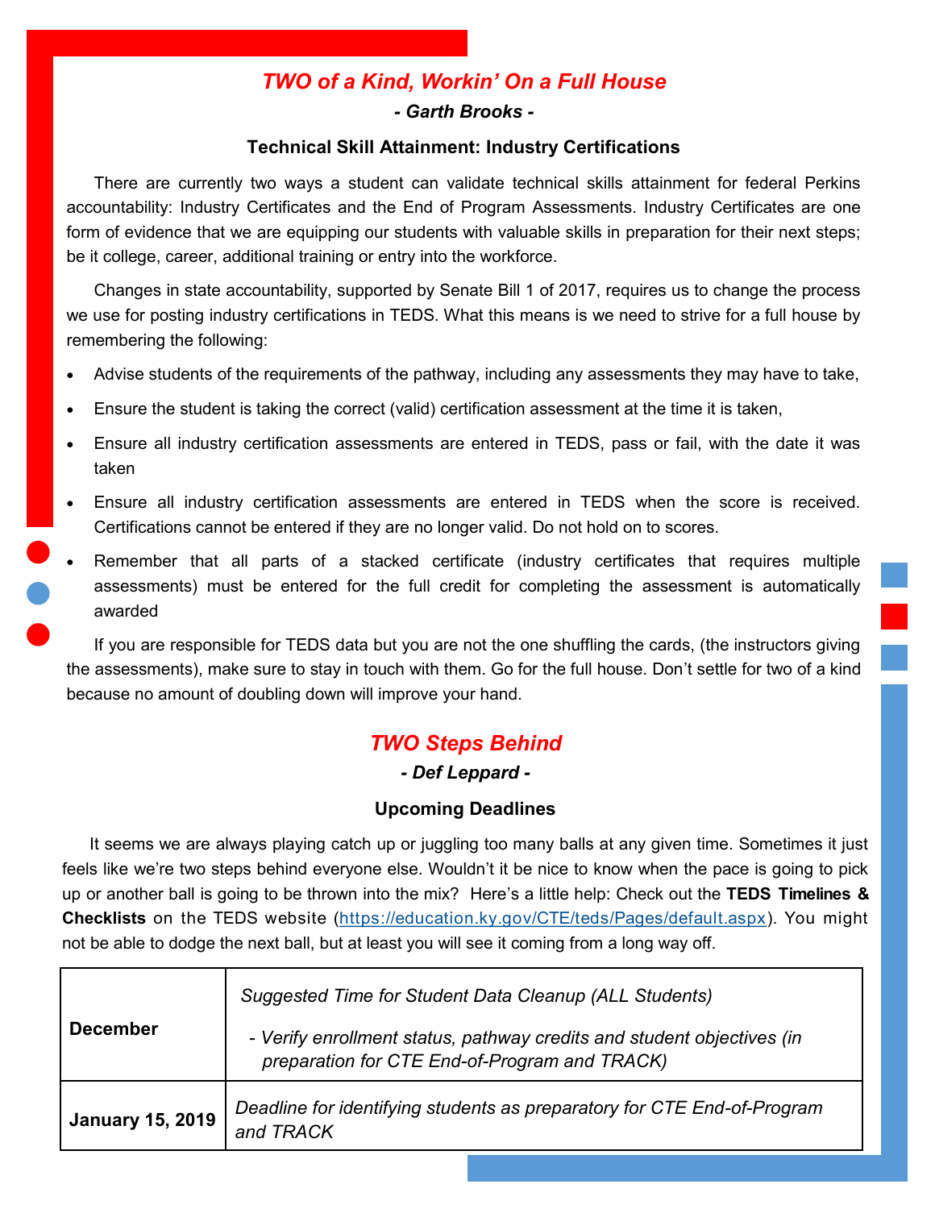## *TWO of a Kind, Workin' On a Full House*

***- Garth Brooks -***

### Technical Skill Attainment: Industry Certifications

There are currently two ways a student can validate technical skills attainment for federal Perkins accountability: Industry Certificates and the End of Program Assessments. Industry Certificates are one form of evidence that we are equipping our students with valuable skills in preparation for their next steps; be it college, career, additional training or entry into the workforce.

Changes in state accountability, supported by Senate Bill 1 of 2017, requires us to change the process we use for posting industry certifications in TEDS. What this means is we need to strive for a full house by remembering the following:

- Advise students of the requirements of the pathway, including any assessments they may have to take,
- Ensure the student is taking the correct (valid) certification assessment at the time it is taken,
- Ensure all industry certification assessments are entered in TEDS, pass or fail, with the date it was taken
- Ensure all industry certification assessments are entered in TEDS when the score is received. Certifications cannot be entered if they are no longer valid. Do not hold on to scores.
- Remember that all parts of a stacked certificate (industry certificates that requires multiple assessments) must be entered for the full credit for completing the assessment is automatically awarded

If you are responsible for TEDS data but you are not the one shuffling the cards, (the instructors giving the assessments), make sure to stay in touch with them. Go for the full house. Don't settle for two of a kind because no amount of doubling down will improve your hand.

## *TWO Steps Behind*

***- Def Leppard -***

### Upcoming Deadlines

It seems we are always playing catch up or juggling too many balls at any given time. Sometimes it just feels like we're two steps behind everyone else. Wouldn't it be nice to know when the pace is going to pick up or another ball is going to be thrown into the mix? Here's a little help: Check out the **TEDS Timelines & Checklists** on the TEDS website (https://education.ky.gov/CTE/teds/Pages/default.aspx). You might not be able to dodge the next ball, but at least you will see it coming from a long way off.

| | |
|---|---|
| **December** | *Suggested Time for Student Data Cleanup (ALL Students)*<br>*- Verify enrollment status, pathway credits and student objectives (in preparation for CTE End-of-Program and TRACK)* |
| **January 15, 2019** | *Deadline for identifying students as preparatory for CTE End-of-Program and TRACK* |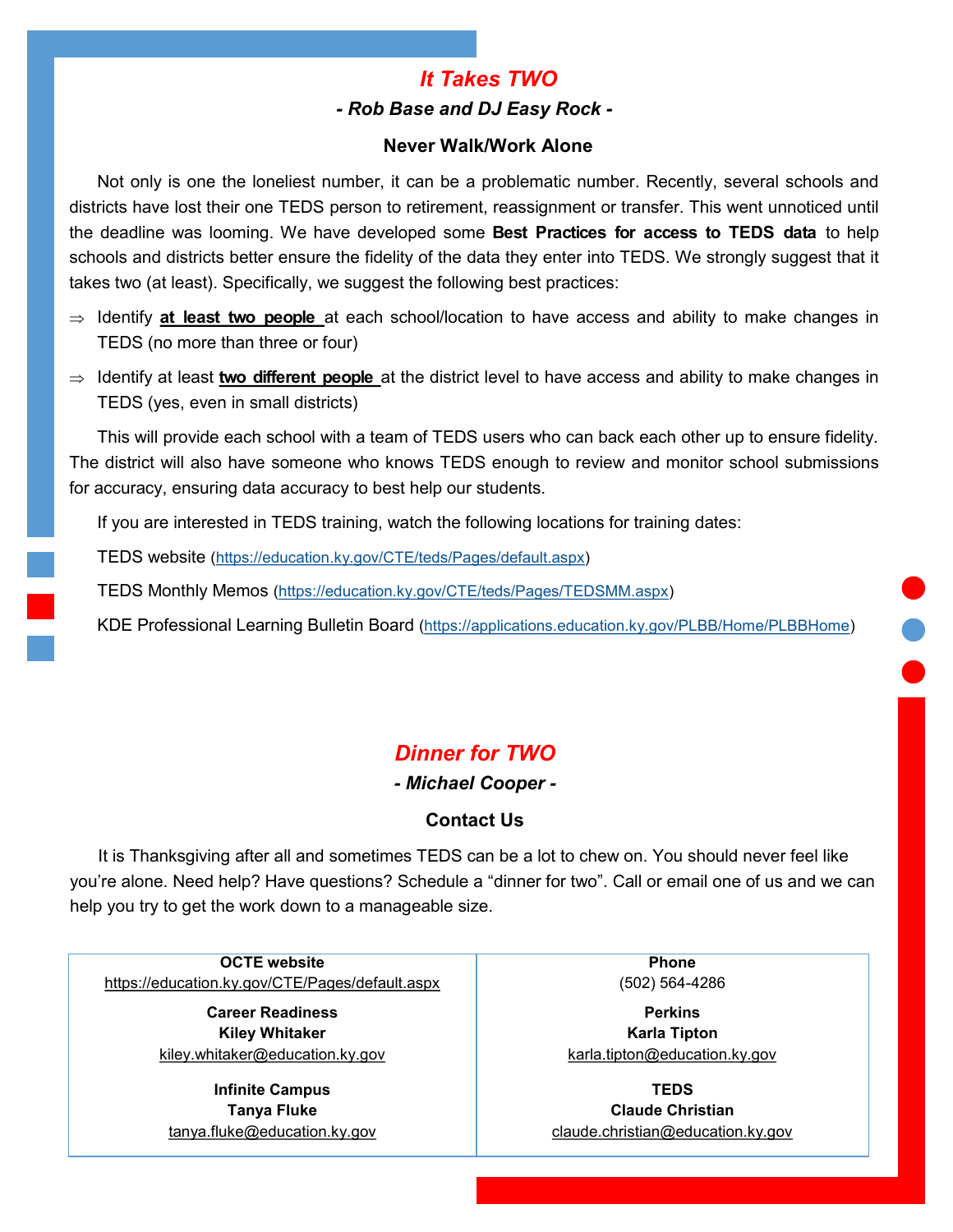## *It Takes TWO*

***- Rob Base and DJ Easy Rock -***

### Never Walk/Work Alone

Not only is one the loneliest number, it can be a problematic number. Recently, several schools and districts have lost their one TEDS person to retirement, reassignment or transfer. This went unnoticed until the deadline was looming. We have developed some **Best Practices for access to TEDS data** to help schools and districts better ensure the fidelity of the data they enter into TEDS. We strongly suggest that it takes two (at least). Specifically, we suggest the following best practices:

- ⇒ Identify **at least two people** at each school/location to have access and ability to make changes in TEDS (no more than three or four)
- ⇒ Identify at least **two different people** at the district level to have access and ability to make changes in TEDS (yes, even in small districts)

This will provide each school with a team of TEDS users who can back each other up to ensure fidelity. The district will also have someone who knows TEDS enough to review and monitor school submissions for accuracy, ensuring data accuracy to best help our students.

If you are interested in TEDS training, watch the following locations for training dates:

TEDS website (https://education.ky.gov/CTE/teds/Pages/default.aspx)

TEDS Monthly Memos (https://education.ky.gov/CTE/teds/Pages/TEDSMM.aspx)

KDE Professional Learning Bulletin Board (https://applications.education.ky.gov/PLBB/Home/PLBBHome)

## *Dinner for TWO*

***- Michael Cooper -***

### Contact Us

It is Thanksgiving after all and sometimes TEDS can be a lot to chew on. You should never feel like you're alone. Need help? Have questions? Schedule a "dinner for two". Call or email one of us and we can help you try to get the work down to a manageable size.

| | |
|---|---|
| **OCTE website**<br>https://education.ky.gov/CTE/Pages/default.aspx | **Phone**<br>(502) 564-4286 |
| **Career Readiness**<br>**Kiley Whitaker**<br>kiley.whitaker@education.ky.gov | **Perkins**<br>**Karla Tipton**<br>karla.tipton@education.ky.gov |
| **Infinite Campus**<br>**Tanya Fluke**<br>tanya.fluke@education.ky.gov | **TEDS**<br>**Claude Christian**<br>claude.christian@education.ky.gov |